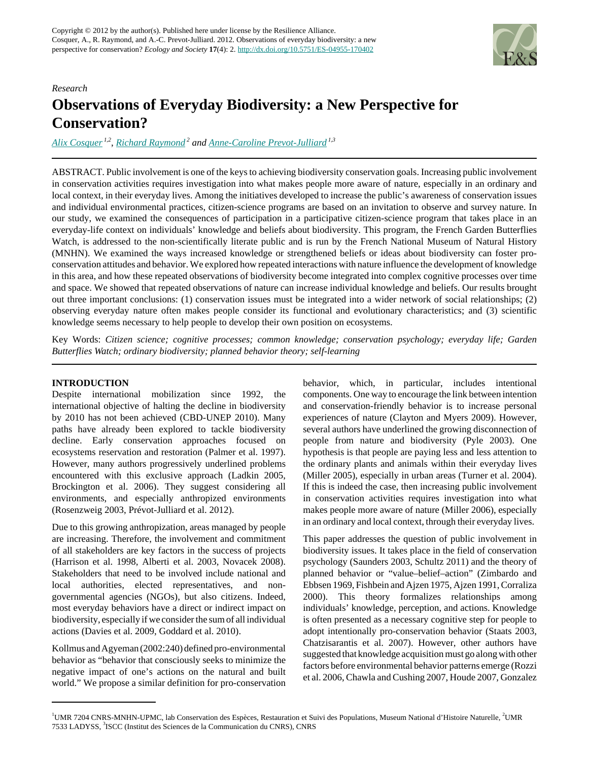Copyright © 2012 by the author(s). Published here under license by the Resilience Alliance.
Cosquer, A., R. Raymond, and A.-C. Prevot-Julliard. 2012. Observations of everyday biodiversity: a new perspective for conservation? *Ecology and Society* **17**(4): 2. http://dx.doi.org/10.5751/ES-04955-170402

*Research*

# Observations of Everyday Biodiversity: a New Perspective for Conservation?

*Alix Cosquer* [1,2], *Richard Raymond* [2] and *Anne-Caroline Prevot-Julliard* [1,3]

ABSTRACT. Public involvement is one of the keys to achieving biodiversity conservation goals. Increasing public involvement in conservation activities requires investigation into what makes people more aware of nature, especially in an ordinary and local context, in their everyday lives. Among the initiatives developed to increase the public's awareness of conservation issues and individual environmental practices, citizen-science programs are based on an invitation to observe and survey nature. In our study, we examined the consequences of participation in a participative citizen-science program that takes place in an everyday-life context on individuals' knowledge and beliefs about biodiversity. This program, the French Garden Butterflies Watch, is addressed to the non-scientifically literate public and is run by the French National Museum of Natural History (MNHN). We examined the ways increased knowledge or strengthened beliefs or ideas about biodiversity can foster pro-conservation attitudes and behavior. We explored how repeated interactions with nature influence the development of knowledge in this area, and how these repeated observations of biodiversity become integrated into complex cognitive processes over time and space. We showed that repeated observations of nature can increase individual knowledge and beliefs. Our results brought out three important conclusions: (1) conservation issues must be integrated into a wider network of social relationships; (2) observing everyday nature often makes people consider its functional and evolutionary characteristics; and (3) scientific knowledge seems necessary to help people to develop their own position on ecosystems.

Key Words: *Citizen science; cognitive processes; common knowledge; conservation psychology; everyday life; Garden Butterflies Watch; ordinary biodiversity; planned behavior theory; self-learning*

## INTRODUCTION

Despite international mobilization since 1992, the international objective of halting the decline in biodiversity by 2010 has not been achieved (CBD-UNEP 2010). Many paths have already been explored to tackle biodiversity decline. Early conservation approaches focused on ecosystems reservation and restoration (Palmer et al. 1997). However, many authors progressively underlined problems encountered with this exclusive approach (Ladkin 2005, Brockington et al. 2006). They suggest considering all environments, and especially anthropized environments (Rosenzweig 2003, Prévot-Julliard et al. 2012).

Due to this growing anthropization, areas managed by people are increasing. Therefore, the involvement and commitment of all stakeholders are key factors in the success of projects (Harrison et al. 1998, Alberti et al. 2003, Novacek 2008). Stakeholders that need to be involved include national and local authorities, elected representatives, and non-governmental agencies (NGOs), but also citizens. Indeed, most everyday behaviors have a direct or indirect impact on biodiversity, especially if we consider the sum of all individual actions (Davies et al. 2009, Goddard et al. 2010).

Kollmus and Agyeman (2002:240) defined pro-environmental behavior as "behavior that consciously seeks to minimize the negative impact of one's actions on the natural and built world." We propose a similar definition for pro-conservation behavior, which, in particular, includes intentional components. One way to encourage the link between intention and conservation-friendly behavior is to increase personal experiences of nature (Clayton and Myers 2009). However, several authors have underlined the growing disconnection of people from nature and biodiversity (Pyle 2003). One hypothesis is that people are paying less and less attention to the ordinary plants and animals within their everyday lives (Miller 2005), especially in urban areas (Turner et al. 2004). If this is indeed the case, then increasing public involvement in conservation activities requires investigation into what makes people more aware of nature (Miller 2006), especially in an ordinary and local context, through their everyday lives.

This paper addresses the question of public involvement in biodiversity issues. It takes place in the field of conservation psychology (Saunders 2003, Schultz 2011) and the theory of planned behavior or "value–belief–action" (Zimbardo and Ebbsen 1969, Fishbein and Ajzen 1975, Ajzen 1991, Corraliza 2000). This theory formalizes relationships among individuals' knowledge, perception, and actions. Knowledge is often presented as a necessary cognitive step for people to adopt intentionally pro-conservation behavior (Staats 2003, Chatzisarantis et al. 2007). However, other authors have suggested that knowledge acquisition must go along with other factors before environmental behavior patterns emerge (Rozzi et al. 2006, Chawla and Cushing 2007, Houde 2007, Gonzalez

[1] UMR 7204 CNRS-MNHN-UPMC, lab Conservation des Espèces, Restauration et Suivi des Populations, Museum National d'Histoire Naturelle, [2] UMR 7533 LADYSS, [3] ISCC (Institut des Sciences de la Communication du CNRS), CNRS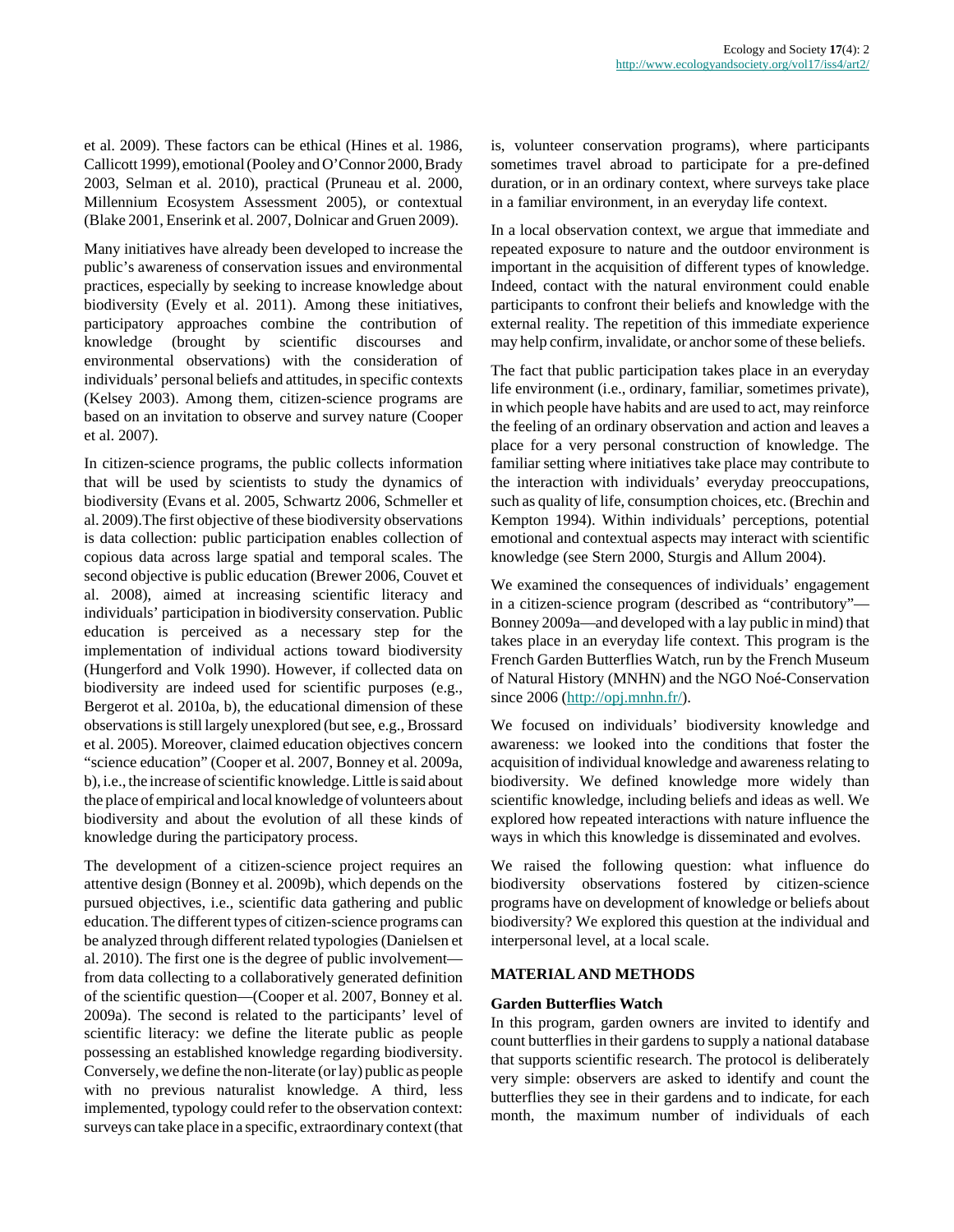et al. 2009). These factors can be ethical (Hines et al. 1986, Callicott 1999), emotional (Pooley and O'Connor 2000, Brady 2003, Selman et al. 2010), practical (Pruneau et al. 2000, Millennium Ecosystem Assessment 2005), or contextual (Blake 2001, Enserink et al. 2007, Dolnicar and Gruen 2009).

Many initiatives have already been developed to increase the public's awareness of conservation issues and environmental practices, especially by seeking to increase knowledge about biodiversity (Evely et al. 2011). Among these initiatives, participatory approaches combine the contribution of knowledge (brought by scientific discourses and environmental observations) with the consideration of individuals' personal beliefs and attitudes, in specific contexts (Kelsey 2003). Among them, citizen-science programs are based on an invitation to observe and survey nature (Cooper et al. 2007).

In citizen-science programs, the public collects information that will be used by scientists to study the dynamics of biodiversity (Evans et al. 2005, Schwartz 2006, Schmeller et al. 2009).The first objective of these biodiversity observations is data collection: public participation enables collection of copious data across large spatial and temporal scales. The second objective is public education (Brewer 2006, Couvet et al. 2008), aimed at increasing scientific literacy and individuals' participation in biodiversity conservation. Public education is perceived as a necessary step for the implementation of individual actions toward biodiversity (Hungerford and Volk 1990). However, if collected data on biodiversity are indeed used for scientific purposes (e.g., Bergerot et al. 2010a, b), the educational dimension of these observations is still largely unexplored (but see, e.g., Brossard et al. 2005). Moreover, claimed education objectives concern "science education" (Cooper et al. 2007, Bonney et al. 2009a, b), i.e., the increase of scientific knowledge. Little is said about the place of empirical and local knowledge of volunteers about biodiversity and about the evolution of all these kinds of knowledge during the participatory process.

The development of a citizen-science project requires an attentive design (Bonney et al. 2009b), which depends on the pursued objectives, i.e., scientific data gathering and public education. The different types of citizen-science programs can be analyzed through different related typologies (Danielsen et al. 2010). The first one is the degree of public involvement—from data collecting to a collaboratively generated definition of the scientific question—(Cooper et al. 2007, Bonney et al. 2009a). The second is related to the participants' level of scientific literacy: we define the literate public as people possessing an established knowledge regarding biodiversity. Conversely, we define the non-literate (or lay) public as people with no previous naturalist knowledge. A third, less implemented, typology could refer to the observation context: surveys can take place in a specific, extraordinary context (that is, volunteer conservation programs), where participants sometimes travel abroad to participate for a pre-defined duration, or in an ordinary context, where surveys take place in a familiar environment, in an everyday life context.

In a local observation context, we argue that immediate and repeated exposure to nature and the outdoor environment is important in the acquisition of different types of knowledge. Indeed, contact with the natural environment could enable participants to confront their beliefs and knowledge with the external reality. The repetition of this immediate experience may help confirm, invalidate, or anchor some of these beliefs.

The fact that public participation takes place in an everyday life environment (i.e., ordinary, familiar, sometimes private), in which people have habits and are used to act, may reinforce the feeling of an ordinary observation and action and leaves a place for a very personal construction of knowledge. The familiar setting where initiatives take place may contribute to the interaction with individuals' everyday preoccupations, such as quality of life, consumption choices, etc. (Brechin and Kempton 1994). Within individuals' perceptions, potential emotional and contextual aspects may interact with scientific knowledge (see Stern 2000, Sturgis and Allum 2004).

We examined the consequences of individuals' engagement in a citizen-science program (described as "contributory"—Bonney 2009a—and developed with a lay public in mind) that takes place in an everyday life context. This program is the French Garden Butterflies Watch, run by the French Museum of Natural History (MNHN) and the NGO Noé-Conservation since 2006 (http://opj.mnhn.fr/).

We focused on individuals' biodiversity knowledge and awareness: we looked into the conditions that foster the acquisition of individual knowledge and awareness relating to biodiversity. We defined knowledge more widely than scientific knowledge, including beliefs and ideas as well. We explored how repeated interactions with nature influence the ways in which this knowledge is disseminated and evolves.

We raised the following question: what influence do biodiversity observations fostered by citizen-science programs have on development of knowledge or beliefs about biodiversity? We explored this question at the individual and interpersonal level, at a local scale.

## MATERIAL AND METHODS

### Garden Butterflies Watch

In this program, garden owners are invited to identify and count butterflies in their gardens to supply a national database that supports scientific research. The protocol is deliberately very simple: observers are asked to identify and count the butterflies they see in their gardens and to indicate, for each month, the maximum number of individuals of each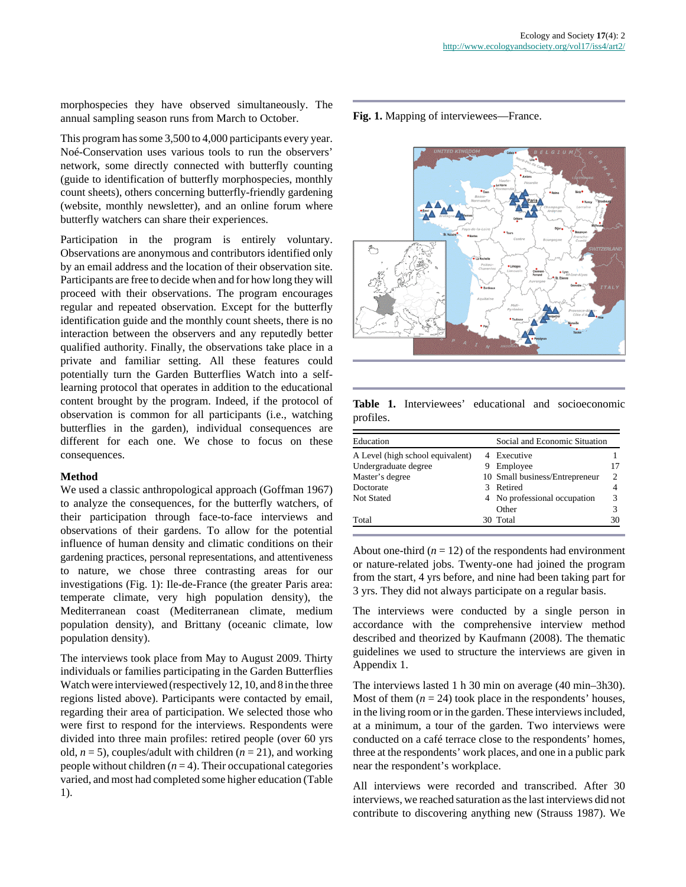morphospecies they have observed simultaneously. The annual sampling season runs from March to October.

This program has some 3,500 to 4,000 participants every year. Noé-Conservation uses various tools to run the observers' network, some directly connected with butterfly counting (guide to identification of butterfly morphospecies, monthly count sheets), others concerning butterfly-friendly gardening (website, monthly newsletter), and an online forum where butterfly watchers can share their experiences.

Participation in the program is entirely voluntary. Observations are anonymous and contributors identified only by an email address and the location of their observation site. Participants are free to decide when and for how long they will proceed with their observations. The program encourages regular and repeated observation. Except for the butterfly identification guide and the monthly count sheets, there is no interaction between the observers and any reputedly better qualified authority. Finally, the observations take place in a private and familiar setting. All these features could potentially turn the Garden Butterflies Watch into a self-learning protocol that operates in addition to the educational content brought by the program. Indeed, if the protocol of observation is common for all participants (i.e., watching butterflies in the garden), individual consequences are different for each one. We chose to focus on these consequences.

## Method

We used a classic anthropological approach (Goffman 1967) to analyze the consequences, for the butterfly watchers, of their participation through face-to-face interviews and observations of their gardens. To allow for the potential influence of human density and climatic conditions on their gardening practices, personal representations, and attentiveness to nature, we chose three contrasting areas for our investigations (Fig. 1): Ile-de-France (the greater Paris area: temperate climate, very high population density), the Mediterranean coast (Mediterranean climate, medium population density), and Brittany (oceanic climate, low population density).

The interviews took place from May to August 2009. Thirty individuals or families participating in the Garden Butterflies Watch were interviewed (respectively 12, 10, and 8 in the three regions listed above). Participants were contacted by email, regarding their area of participation. We selected those who were first to respond for the interviews. Respondents were divided into three main profiles: retired people (over 60 yrs old, $n = 5$), couples/adult with children ($n = 21$), and working people without children ($n = 4$). Their occupational categories varied, and most had completed some higher education (Table 1).

**Fig. 1.** Mapping of interviewees—France.

**Table 1.** Interviewees' educational and socioeconomic profiles.

| Education | | Social and Economic Situation | |
|---|---|---|---|
| A Level (high school equivalent) | 4 | Executive | 1 |
| Undergraduate degree | 9 | Employee | 17 |
| Master's degree | 10 | Small business/Entrepreneur | 2 |
| Doctorate | 3 | Retired | 4 |
| Not Stated | 4 | No professional occupation | 3 |
| | | Other | 3 |
| Total | 30 | Total | 30 |

About one-third ($n = 12$) of the respondents had environment or nature-related jobs. Twenty-one had joined the program from the start, 4 yrs before, and nine had been taking part for 3 yrs. They did not always participate on a regular basis.

The interviews were conducted by a single person in accordance with the comprehensive interview method described and theorized by Kaufmann (2008). The thematic guidelines we used to structure the interviews are given in Appendix 1.

The interviews lasted 1 h 30 min on average (40 min–3h30). Most of them ($n = 24$) took place in the respondents' houses, in the living room or in the garden. These interviews included, at a minimum, a tour of the garden. Two interviews were conducted on a café terrace close to the respondents' homes, three at the respondents' work places, and one in a public park near the respondent's workplace.

All interviews were recorded and transcribed. After 30 interviews, we reached saturation as the last interviews did not contribute to discovering anything new (Strauss 1987). We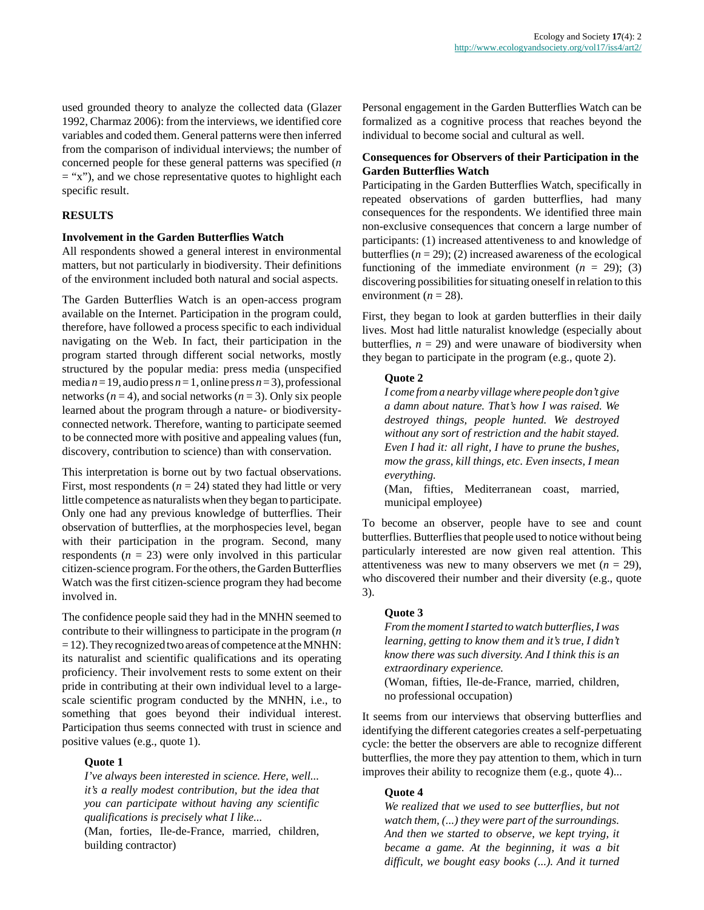used grounded theory to analyze the collected data (Glazer 1992, Charmaz 2006): from the interviews, we identified core variables and coded them. General patterns were then inferred from the comparison of individual interviews; the number of concerned people for these general patterns was specified ($n$ = "x"), and we chose representative quotes to highlight each specific result.

## RESULTS

### Involvement in the Garden Butterflies Watch

All respondents showed a general interest in environmental matters, but not particularly in biodiversity. Their definitions of the environment included both natural and social aspects.

The Garden Butterflies Watch is an open-access program available on the Internet. Participation in the program could, therefore, have followed a process specific to each individual navigating on the Web. In fact, their participation in the program started through different social networks, mostly structured by the popular media: press media (unspecified media $n = 19$, audio press $n = 1$, online press $n = 3$), professional networks ($n = 4$), and social networks ($n = 3$). Only six people learned about the program through a nature- or biodiversity-connected network. Therefore, wanting to participate seemed to be connected more with positive and appealing values (fun, discovery, contribution to science) than with conservation.

This interpretation is borne out by two factual observations. First, most respondents ($n = 24$) stated they had little or very little competence as naturalists when they began to participate. Only one had any previous knowledge of butterflies. Their observation of butterflies, at the morphospecies level, began with their participation in the program. Second, many respondents ($n = 23$) were only involved in this particular citizen-science program. For the others, the Garden Butterflies Watch was the first citizen-science program they had become involved in.

The confidence people said they had in the MNHN seemed to contribute to their willingness to participate in the program ($n = 12$). They recognized two areas of competence at the MNHN: its naturalist and scientific qualifications and its operating proficiency. Their involvement rests to some extent on their pride in contributing at their own individual level to a large-scale scientific program conducted by the MNHN, i.e., to something that goes beyond their individual interest. Participation thus seems connected with trust in science and positive values (e.g., quote 1).

> **Quote 1**
>
> *I've always been interested in science. Here, well... it's a really modest contribution, but the idea that you can participate without having any scientific qualifications is precisely what I like...*
>
> (Man, forties, Ile-de-France, married, children, building contractor)

Personal engagement in the Garden Butterflies Watch can be formalized as a cognitive process that reaches beyond the individual to become social and cultural as well.

### Consequences for Observers of their Participation in the Garden Butterflies Watch

Participating in the Garden Butterflies Watch, specifically in repeated observations of garden butterflies, had many consequences for the respondents. We identified three main non-exclusive consequences that concern a large number of participants: (1) increased attentiveness to and knowledge of butterflies ($n = 29$); (2) increased awareness of the ecological functioning of the immediate environment ($n = 29$); (3) discovering possibilities for situating oneself in relation to this environment ($n = 28$).

First, they began to look at garden butterflies in their daily lives. Most had little naturalist knowledge (especially about butterflies, $n = 29$) and were unaware of biodiversity when they began to participate in the program (e.g., quote 2).

> **Quote 2**
>
> *I come from a nearby village where people don't give a damn about nature. That's how I was raised. We destroyed things, people hunted. We destroyed without any sort of restriction and the habit stayed. Even I had it: all right, I have to prune the bushes, mow the grass, kill things, etc. Even insects, I mean everything.*
>
> (Man, fifties, Mediterranean coast, married, municipal employee)

To become an observer, people have to see and count butterflies. Butterflies that people used to notice without being particularly interested are now given real attention. This attentiveness was new to many observers we met ($n = 29$), who discovered their number and their diversity (e.g., quote 3).

> **Quote 3**
>
> *From the moment I started to watch butterflies, I was learning, getting to know them and it's true, I didn't know there was such diversity. And I think this is an extraordinary experience.*
>
> (Woman, fifties, Ile-de-France, married, children, no professional occupation)

It seems from our interviews that observing butterflies and identifying the different categories creates a self-perpetuating cycle: the better the observers are able to recognize different butterflies, the more they pay attention to them, which in turn improves their ability to recognize them (e.g., quote 4)...

> **Quote 4**
>
> *We realized that we used to see butterflies, but not watch them, (...) they were part of the surroundings. And then we started to observe, we kept trying, it became a game. At the beginning, it was a bit difficult, we bought easy books (...). And it turned*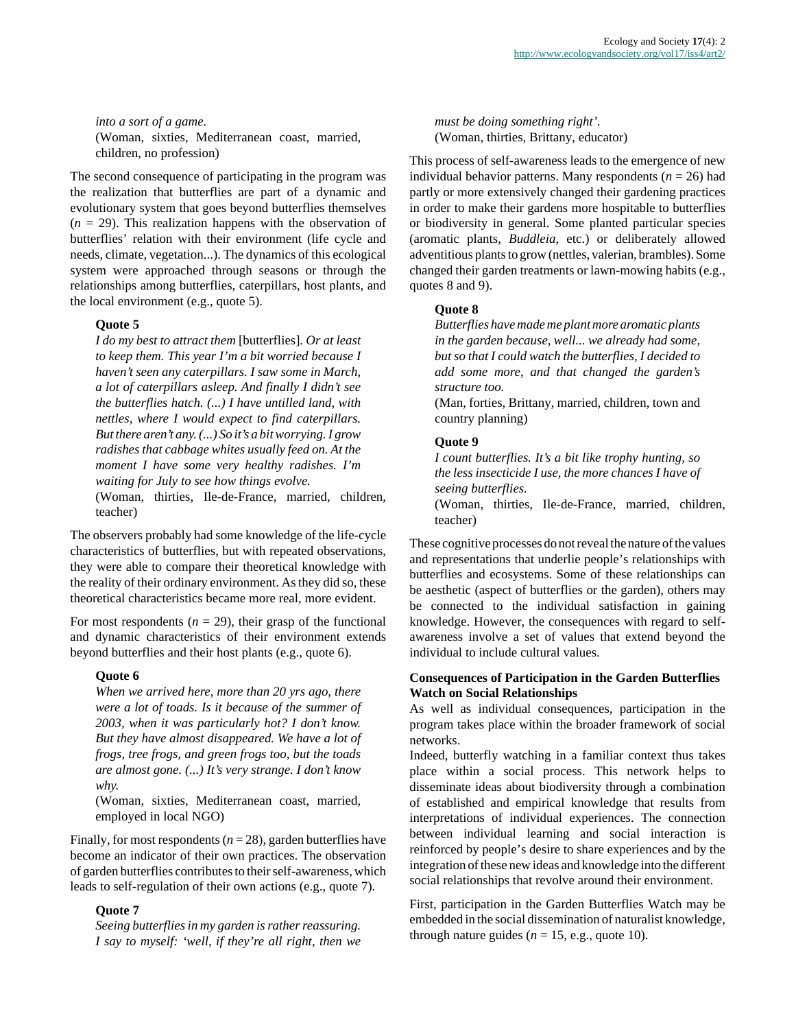*into a sort of a game.*
(Woman, sixties, Mediterranean coast, married, children, no profession)

The second consequence of participating in the program was the realization that butterflies are part of a dynamic and evolutionary system that goes beyond butterflies themselves ($n$ = 29). This realization happens with the observation of butterflies' relation with their environment (life cycle and needs, climate, vegetation...). The dynamics of this ecological system were approached through seasons or through the relationships among butterflies, caterpillars, host plants, and the local environment (e.g., quote 5).

**Quote 5**

*I do my best to attract them* [butterflies]*. Or at least to keep them. This year I'm a bit worried because I haven't seen any caterpillars. I saw some in March, a lot of caterpillars asleep. And finally I didn't see the butterflies hatch. (...) I have untilled land, with nettles, where I would expect to find caterpillars. But there aren't any. (...) So it's a bit worrying. I grow radishes that cabbage whites usually feed on. At the moment I have some very healthy radishes. I'm waiting for July to see how things evolve.*
(Woman, thirties, Ile-de-France, married, children, teacher)

The observers probably had some knowledge of the life-cycle characteristics of butterflies, but with repeated observations, they were able to compare their theoretical knowledge with the reality of their ordinary environment. As they did so, these theoretical characteristics became more real, more evident.

For most respondents ($n$ = 29), their grasp of the functional and dynamic characteristics of their environment extends beyond butterflies and their host plants (e.g., quote 6).

**Quote 6**

*When we arrived here, more than 20 yrs ago, there were a lot of toads. Is it because of the summer of 2003, when it was particularly hot? I don't know. But they have almost disappeared. We have a lot of frogs, tree frogs, and green frogs too, but the toads are almost gone. (...) It's very strange. I don't know why.*
(Woman, sixties, Mediterranean coast, married, employed in local NGO)

Finally, for most respondents ($n$ = 28), garden butterflies have become an indicator of their own practices. The observation of garden butterflies contributes to their self-awareness, which leads to self-regulation of their own actions (e.g., quote 7).

**Quote 7**

*Seeing butterflies in my garden is rather reassuring. I say to myself: 'well, if they're all right, then we must be doing something right'.*
(Woman, thirties, Brittany, educator)

This process of self-awareness leads to the emergence of new individual behavior patterns. Many respondents ($n$ = 26) had partly or more extensively changed their gardening practices in order to make their gardens more hospitable to butterflies or biodiversity in general. Some planted particular species (aromatic plants, *Buddleia*, etc.) or deliberately allowed adventitious plants to grow (nettles, valerian, brambles). Some changed their garden treatments or lawn-mowing habits (e.g., quotes 8 and 9).

**Quote 8**

*Butterflies have made me plant more aromatic plants in the garden because, well... we already had some, but so that I could watch the butterflies, I decided to add some more, and that changed the garden's structure too.*
(Man, forties, Brittany, married, children, town and country planning)

**Quote 9**

*I count butterflies. It's a bit like trophy hunting, so the less insecticide I use, the more chances I have of seeing butterflies.*
(Woman, thirties, Ile-de-France, married, children, teacher)

These cognitive processes do not reveal the nature of the values and representations that underlie people's relationships with butterflies and ecosystems. Some of these relationships can be aesthetic (aspect of butterflies or the garden), others may be connected to the individual satisfaction in gaining knowledge. However, the consequences with regard to self-awareness involve a set of values that extend beyond the individual to include cultural values.

### Consequences of Participation in the Garden Butterflies Watch on Social Relationships

As well as individual consequences, participation in the program takes place within the broader framework of social networks.

Indeed, butterfly watching in a familiar context thus takes place within a social process. This network helps to disseminate ideas about biodiversity through a combination of established and empirical knowledge that results from interpretations of individual experiences. The connection between individual learning and social interaction is reinforced by people's desire to share experiences and by the integration of these new ideas and knowledge into the different social relationships that revolve around their environment.

First, participation in the Garden Butterflies Watch may be embedded in the social dissemination of naturalist knowledge, through nature guides ($n$ = 15, e.g., quote 10).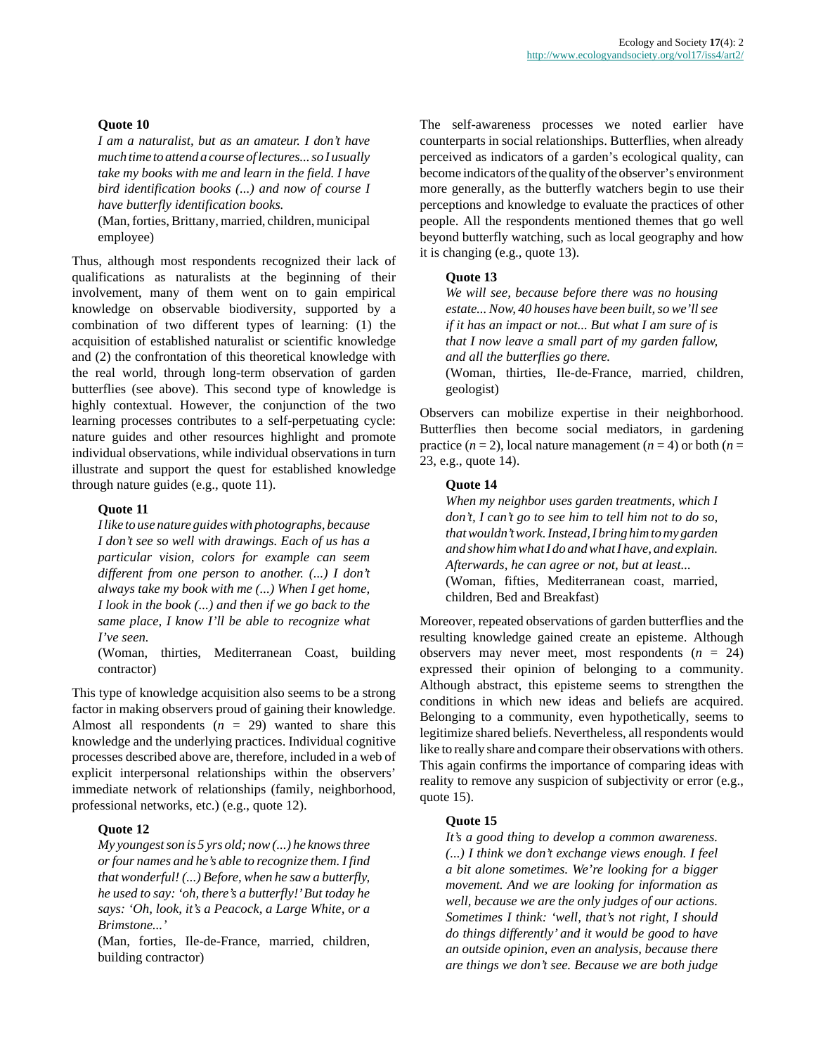**Quote 10**

*I am a naturalist, but as an amateur. I don't have much time to attend a course of lectures... so I usually take my books with me and learn in the field. I have bird identification books (...) and now of course I have butterfly identification books.*

(Man, forties, Brittany, married, children, municipal employee)

Thus, although most respondents recognized their lack of qualifications as naturalists at the beginning of their involvement, many of them went on to gain empirical knowledge on observable biodiversity, supported by a combination of two different types of learning: (1) the acquisition of established naturalist or scientific knowledge and (2) the confrontation of this theoretical knowledge with the real world, through long-term observation of garden butterflies (see above). This second type of knowledge is highly contextual. However, the conjunction of the two learning processes contributes to a self-perpetuating cycle: nature guides and other resources highlight and promote individual observations, while individual observations in turn illustrate and support the quest for established knowledge through nature guides (e.g., quote 11).

**Quote 11**

*I like to use nature guides with photographs, because I don't see so well with drawings. Each of us has a particular vision, colors for example can seem different from one person to another. (...) I don't always take my book with me (...) When I get home, I look in the book (...) and then if we go back to the same place, I know I'll be able to recognize what I've seen.*

(Woman, thirties, Mediterranean Coast, building contractor)

This type of knowledge acquisition also seems to be a strong factor in making observers proud of gaining their knowledge. Almost all respondents ($n$ = 29) wanted to share this knowledge and the underlying practices. Individual cognitive processes described above are, therefore, included in a web of explicit interpersonal relationships within the observers' immediate network of relationships (family, neighborhood, professional networks, etc.) (e.g., quote 12).

**Quote 12**

*My youngest son is 5 yrs old; now (...) he knows three or four names and he's able to recognize them. I find that wonderful! (...) Before, when he saw a butterfly, he used to say: 'oh, there's a butterfly!' But today he says: 'Oh, look, it's a Peacock, a Large White, or a Brimstone...'*

(Man, forties, Ile-de-France, married, children, building contractor)

The self-awareness processes we noted earlier have counterparts in social relationships. Butterflies, when already perceived as indicators of a garden's ecological quality, can become indicators of the quality of the observer's environment more generally, as the butterfly watchers begin to use their perceptions and knowledge to evaluate the practices of other people. All the respondents mentioned themes that go well beyond butterfly watching, such as local geography and how it is changing (e.g., quote 13).

**Quote 13**

*We will see, because before there was no housing estate... Now, 40 houses have been built, so we'll see if it has an impact or not... But what I am sure of is that I now leave a small part of my garden fallow, and all the butterflies go there.*

(Woman, thirties, Ile-de-France, married, children, geologist)

Observers can mobilize expertise in their neighborhood. Butterflies then become social mediators, in gardening practice ($n$ = 2), local nature management ($n$ = 4) or both ($n$ = 23, e.g., quote 14).

**Quote 14**

*When my neighbor uses garden treatments, which I don't, I can't go to see him to tell him not to do so, that wouldn't work. Instead, I bring him to my garden and show him what I do and what I have, and explain. Afterwards, he can agree or not, but at least...*

(Woman, fifties, Mediterranean coast, married, children, Bed and Breakfast)

Moreover, repeated observations of garden butterflies and the resulting knowledge gained create an episteme. Although observers may never meet, most respondents ($n$ = 24) expressed their opinion of belonging to a community. Although abstract, this episteme seems to strengthen the conditions in which new ideas and beliefs are acquired. Belonging to a community, even hypothetically, seems to legitimize shared beliefs. Nevertheless, all respondents would like to really share and compare their observations with others. This again confirms the importance of comparing ideas with reality to remove any suspicion of subjectivity or error (e.g., quote 15).

**Quote 15**

*It's a good thing to develop a common awareness. (...) I think we don't exchange views enough. I feel a bit alone sometimes. We're looking for a bigger movement. And we are looking for information as well, because we are the only judges of our actions. Sometimes I think: 'well, that's not right, I should do things differently' and it would be good to have an outside opinion, even an analysis, because there are things we don't see. Because we are both judge*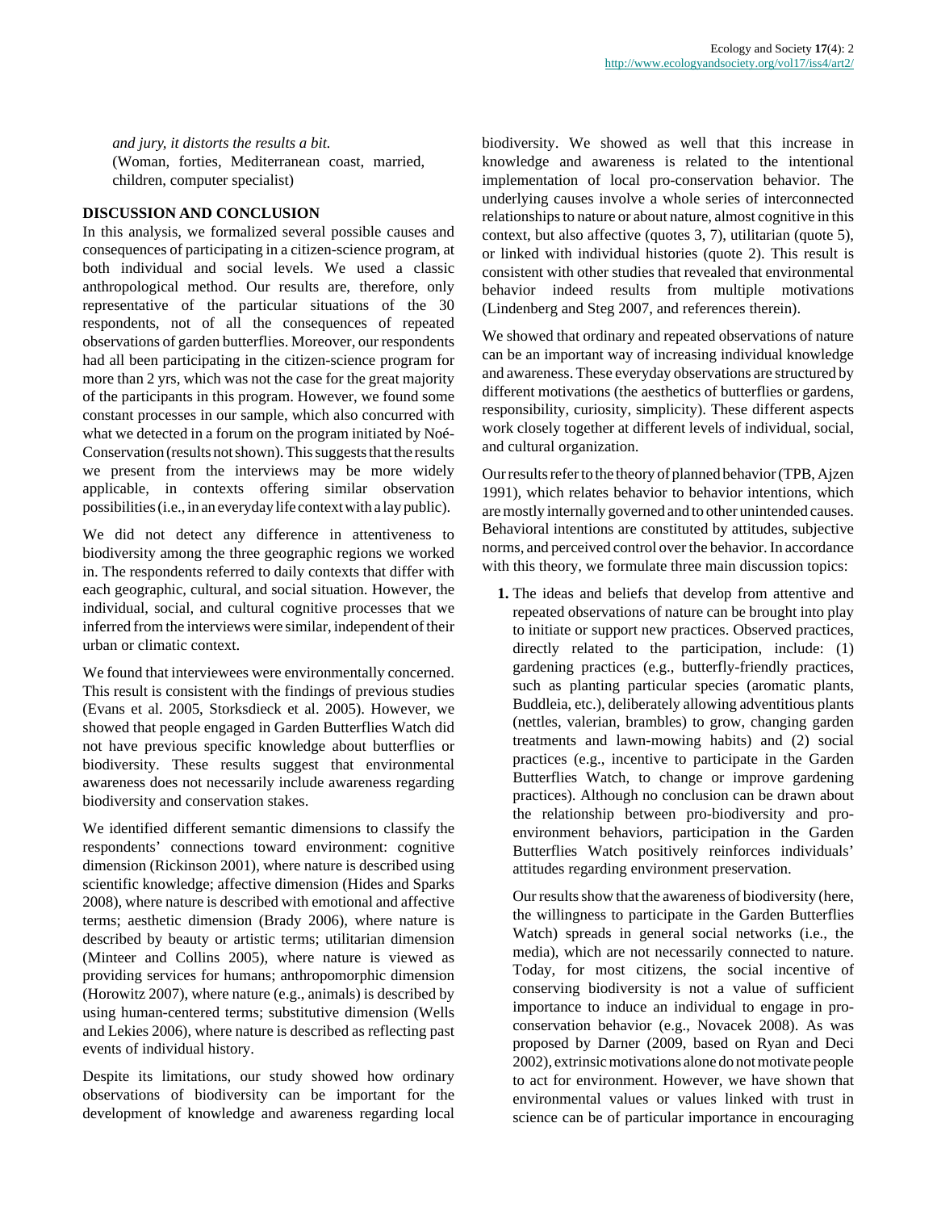*and jury, it distorts the results a bit.*
(Woman, forties, Mediterranean coast, married, children, computer specialist)

## DISCUSSION AND CONCLUSION

In this analysis, we formalized several possible causes and consequences of participating in a citizen-science program, at both individual and social levels. We used a classic anthropological method. Our results are, therefore, only representative of the particular situations of the 30 respondents, not of all the consequences of repeated observations of garden butterflies. Moreover, our respondents had all been participating in the citizen-science program for more than 2 yrs, which was not the case for the great majority of the participants in this program. However, we found some constant processes in our sample, which also concurred with what we detected in a forum on the program initiated by Noé-Conservation (results not shown). This suggests that the results we present from the interviews may be more widely applicable, in contexts offering similar observation possibilities (i.e., in an everyday life context with a lay public).

We did not detect any difference in attentiveness to biodiversity among the three geographic regions we worked in. The respondents referred to daily contexts that differ with each geographic, cultural, and social situation. However, the individual, social, and cultural cognitive processes that we inferred from the interviews were similar, independent of their urban or climatic context.

We found that interviewees were environmentally concerned. This result is consistent with the findings of previous studies (Evans et al. 2005, Storksdieck et al. 2005). However, we showed that people engaged in Garden Butterflies Watch did not have previous specific knowledge about butterflies or biodiversity. These results suggest that environmental awareness does not necessarily include awareness regarding biodiversity and conservation stakes.

We identified different semantic dimensions to classify the respondents' connections toward environment: cognitive dimension (Rickinson 2001), where nature is described using scientific knowledge; affective dimension (Hides and Sparks 2008), where nature is described with emotional and affective terms; aesthetic dimension (Brady 2006), where nature is described by beauty or artistic terms; utilitarian dimension (Minteer and Collins 2005), where nature is viewed as providing services for humans; anthropomorphic dimension (Horowitz 2007), where nature (e.g., animals) is described by using human-centered terms; substitutive dimension (Wells and Lekies 2006), where nature is described as reflecting past events of individual history.

Despite its limitations, our study showed how ordinary observations of biodiversity can be important for the development of knowledge and awareness regarding local biodiversity. We showed as well that this increase in knowledge and awareness is related to the intentional implementation of local pro-conservation behavior. The underlying causes involve a whole series of interconnected relationships to nature or about nature, almost cognitive in this context, but also affective (quotes 3, 7), utilitarian (quote 5), or linked with individual histories (quote 2). This result is consistent with other studies that revealed that environmental behavior indeed results from multiple motivations (Lindenberg and Steg 2007, and references therein).

We showed that ordinary and repeated observations of nature can be an important way of increasing individual knowledge and awareness. These everyday observations are structured by different motivations (the aesthetics of butterflies or gardens, responsibility, curiosity, simplicity). These different aspects work closely together at different levels of individual, social, and cultural organization.

Our results refer to the theory of planned behavior (TPB, Ajzen 1991), which relates behavior to behavior intentions, which are mostly internally governed and to other unintended causes. Behavioral intentions are constituted by attitudes, subjective norms, and perceived control over the behavior. In accordance with this theory, we formulate three main discussion topics:

1. The ideas and beliefs that develop from attentive and repeated observations of nature can be brought into play to initiate or support new practices. Observed practices, directly related to the participation, include: (1) gardening practices (e.g., butterfly-friendly practices, such as planting particular species (aromatic plants, Buddleia, etc.), deliberately allowing adventitious plants (nettles, valerian, brambles) to grow, changing garden treatments and lawn-mowing habits) and (2) social practices (e.g., incentive to participate in the Garden Butterflies Watch, to change or improve gardening practices). Although no conclusion can be drawn about the relationship between pro-biodiversity and pro-environment behaviors, participation in the Garden Butterflies Watch positively reinforces individuals' attitudes regarding environment preservation.

   Our results show that the awareness of biodiversity (here, the willingness to participate in the Garden Butterflies Watch) spreads in general social networks (i.e., the media), which are not necessarily connected to nature. Today, for most citizens, the social incentive of conserving biodiversity is not a value of sufficient importance to induce an individual to engage in pro-conservation behavior (e.g., Novacek 2008). As was proposed by Darner (2009, based on Ryan and Deci 2002), extrinsic motivations alone do not motivate people to act for environment. However, we have shown that environmental values or values linked with trust in science can be of particular importance in encouraging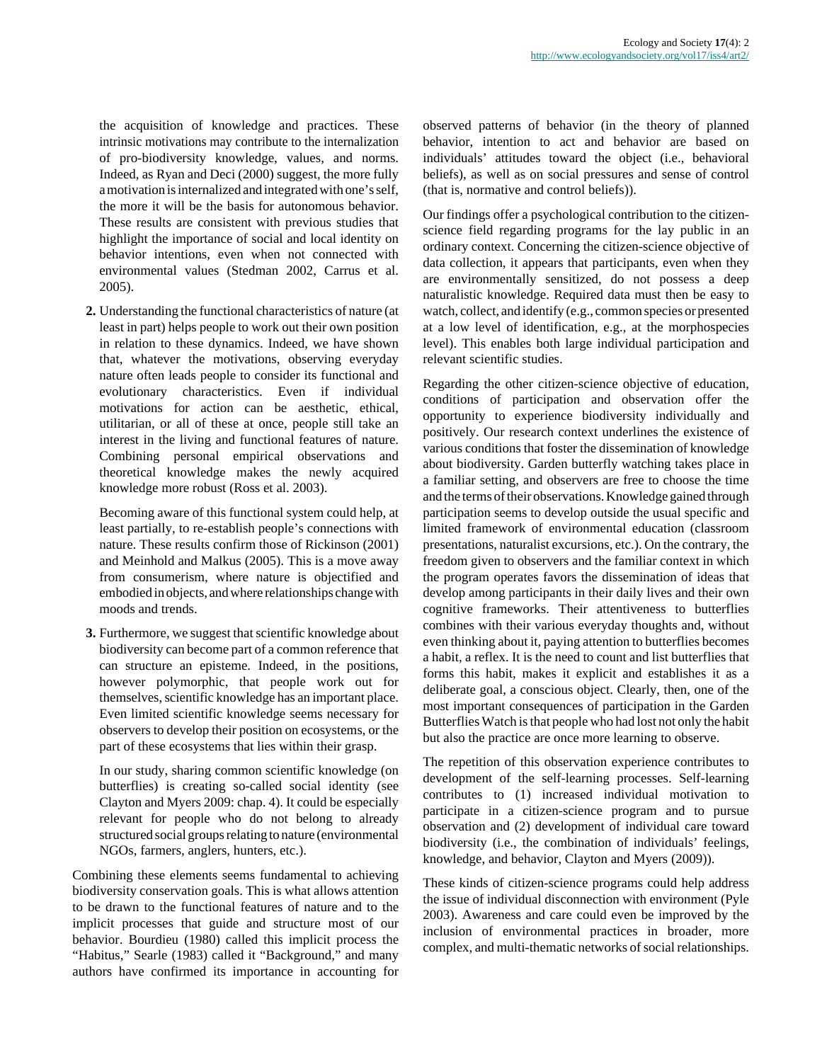the acquisition of knowledge and practices. These intrinsic motivations may contribute to the internalization of pro-biodiversity knowledge, values, and norms. Indeed, as Ryan and Deci (2000) suggest, the more fully a motivation is internalized and integrated with one's self, the more it will be the basis for autonomous behavior. These results are consistent with previous studies that highlight the importance of social and local identity on behavior intentions, even when not connected with environmental values (Stedman 2002, Carrus et al. 2005).

**2.** Understanding the functional characteristics of nature (at least in part) helps people to work out their own position in relation to these dynamics. Indeed, we have shown that, whatever the motivations, observing everyday nature often leads people to consider its functional and evolutionary characteristics. Even if individual motivations for action can be aesthetic, ethical, utilitarian, or all of these at once, people still take an interest in the living and functional features of nature. Combining personal empirical observations and theoretical knowledge makes the newly acquired knowledge more robust (Ross et al. 2003).

Becoming aware of this functional system could help, at least partially, to re-establish people's connections with nature. These results confirm those of Rickinson (2001) and Meinhold and Malkus (2005). This is a move away from consumerism, where nature is objectified and embodied in objects, and where relationships change with moods and trends.

**3.** Furthermore, we suggest that scientific knowledge about biodiversity can become part of a common reference that can structure an episteme. Indeed, in the positions, however polymorphic, that people work out for themselves, scientific knowledge has an important place. Even limited scientific knowledge seems necessary for observers to develop their position on ecosystems, or the part of these ecosystems that lies within their grasp.

In our study, sharing common scientific knowledge (on butterflies) is creating so-called social identity (see Clayton and Myers 2009: chap. 4). It could be especially relevant for people who do not belong to already structured social groups relating to nature (environmental NGOs, farmers, anglers, hunters, etc.).

Combining these elements seems fundamental to achieving biodiversity conservation goals. This is what allows attention to be drawn to the functional features of nature and to the implicit processes that guide and structure most of our behavior. Bourdieu (1980) called this implicit process the "Habitus," Searle (1983) called it "Background," and many authors have confirmed its importance in accounting for observed patterns of behavior (in the theory of planned behavior, intention to act and behavior are based on individuals' attitudes toward the object (i.e., behavioral beliefs), as well as on social pressures and sense of control (that is, normative and control beliefs)).

Our findings offer a psychological contribution to the citizen-science field regarding programs for the lay public in an ordinary context. Concerning the citizen-science objective of data collection, it appears that participants, even when they are environmentally sensitized, do not possess a deep naturalistic knowledge. Required data must then be easy to watch, collect, and identify (e.g., common species or presented at a low level of identification, e.g., at the morphospecies level). This enables both large individual participation and relevant scientific studies.

Regarding the other citizen-science objective of education, conditions of participation and observation offer the opportunity to experience biodiversity individually and positively. Our research context underlines the existence of various conditions that foster the dissemination of knowledge about biodiversity. Garden butterfly watching takes place in a familiar setting, and observers are free to choose the time and the terms of their observations. Knowledge gained through participation seems to develop outside the usual specific and limited framework of environmental education (classroom presentations, naturalist excursions, etc.). On the contrary, the freedom given to observers and the familiar context in which the program operates favors the dissemination of ideas that develop among participants in their daily lives and their own cognitive frameworks. Their attentiveness to butterflies combines with their various everyday thoughts and, without even thinking about it, paying attention to butterflies becomes a habit, a reflex. It is the need to count and list butterflies that forms this habit, makes it explicit and establishes it as a deliberate goal, a conscious object. Clearly, then, one of the most important consequences of participation in the Garden Butterflies Watch is that people who had lost not only the habit but also the practice are once more learning to observe.

The repetition of this observation experience contributes to development of the self-learning processes. Self-learning contributes to (1) increased individual motivation to participate in a citizen-science program and to pursue observation and (2) development of individual care toward biodiversity (i.e., the combination of individuals' feelings, knowledge, and behavior, Clayton and Myers (2009)).

These kinds of citizen-science programs could help address the issue of individual disconnection with environment (Pyle 2003). Awareness and care could even be improved by the inclusion of environmental practices in broader, more complex, and multi-thematic networks of social relationships.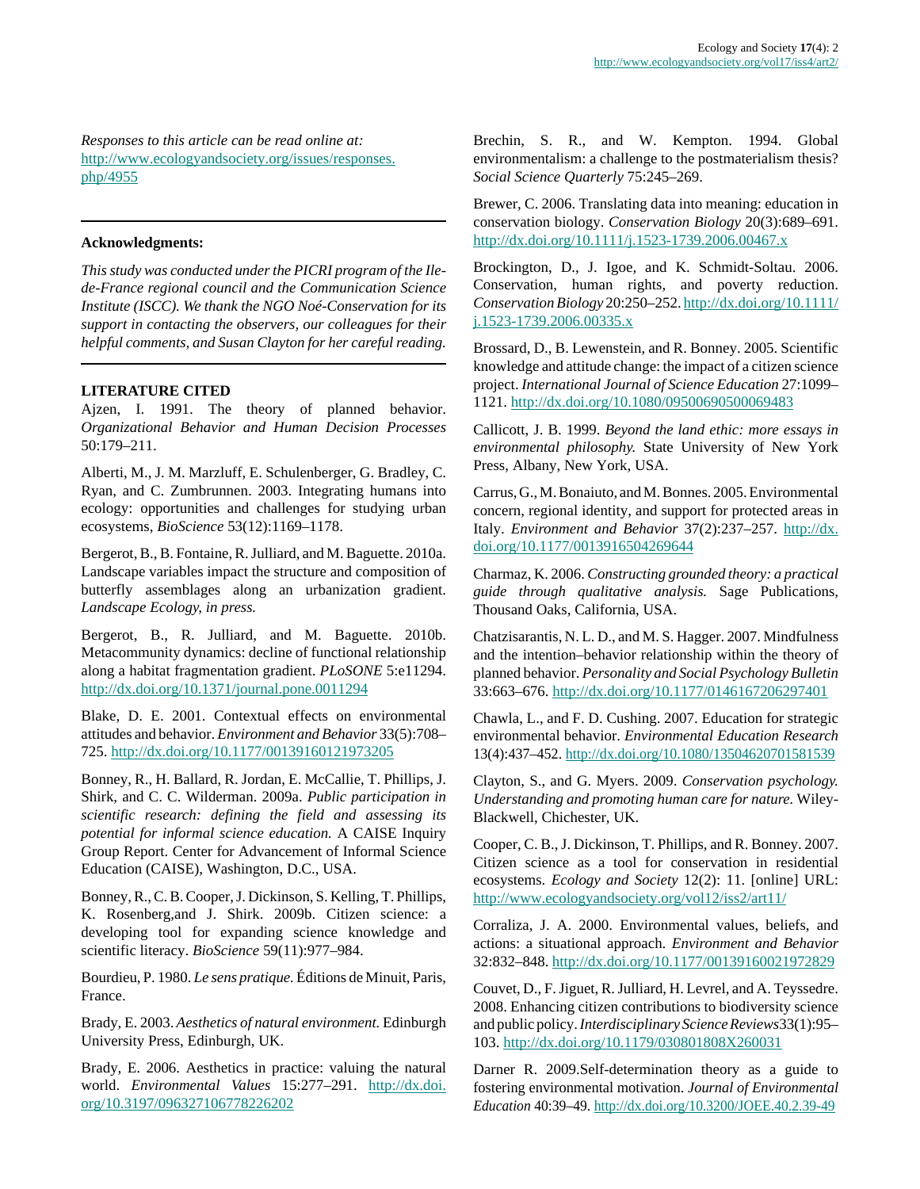*Responses to this article can be read online at:*
http://www.ecologyandsociety.org/issues/responses.php/4955

---

**Acknowledgments:**

*This study was conducted under the PICRI program of the Ile-de-France regional council and the Communication Science Institute (ISCC). We thank the NGO Noé-Conservation for its support in contacting the observers, our colleagues for their helpful comments, and Susan Clayton for her careful reading.*

---

**LITERATURE CITED**

Ajzen, I. 1991. The theory of planned behavior. *Organizational Behavior and Human Decision Processes* 50:179–211.

Alberti, M., J. M. Marzluff, E. Schulenberger, G. Bradley, C. Ryan, and C. Zumbrunnen. 2003. Integrating humans into ecology: opportunities and challenges for studying urban ecosystems, *BioScience* 53(12):1169–1178.

Bergerot, B., B. Fontaine, R. Julliard, and M. Baguette. 2010a. Landscape variables impact the structure and composition of butterfly assemblages along an urbanization gradient. *Landscape Ecology, in press.*

Bergerot, B., R. Julliard, and M. Baguette. 2010b. Metacommunity dynamics: decline of functional relationship along a habitat fragmentation gradient. *PLoSONE* 5:e11294. http://dx.doi.org/10.1371/journal.pone.0011294

Blake, D. E. 2001. Contextual effects on environmental attitudes and behavior. *Environment and Behavior* 33(5):708–725. http://dx.doi.org/10.1177/00139160121973205

Bonney, R., H. Ballard, R. Jordan, E. McCallie, T. Phillips, J. Shirk, and C. C. Wilderman. 2009a. *Public participation in scientific research: defining the field and assessing its potential for informal science education.* A CAISE Inquiry Group Report. Center for Advancement of Informal Science Education (CAISE), Washington, D.C., USA.

Bonney, R., C. B. Cooper, J. Dickinson, S. Kelling, T. Phillips, K. Rosenberg,and J. Shirk. 2009b. Citizen science: a developing tool for expanding science knowledge and scientific literacy. *BioScience* 59(11):977–984.

Bourdieu, P. 1980. *Le sens pratique.* Éditions de Minuit, Paris, France.

Brady, E. 2003. *Aesthetics of natural environment.* Edinburgh University Press, Edinburgh, UK.

Brady, E. 2006. Aesthetics in practice: valuing the natural world. *Environmental Values* 15:277–291. http://dx.doi.org/10.3197/096327106778226202

Brechin, S. R., and W. Kempton. 1994. Global environmentalism: a challenge to the postmaterialism thesis? *Social Science Quarterly* 75:245–269.

Brewer, C. 2006. Translating data into meaning: education in conservation biology. *Conservation Biology* 20(3):689–691. http://dx.doi.org/10.1111/j.1523-1739.2006.00467.x

Brockington, D., J. Igoe, and K. Schmidt-Soltau. 2006. Conservation, human rights, and poverty reduction. *Conservation Biology* 20:250–252. http://dx.doi.org/10.1111/j.1523-1739.2006.00335.x

Brossard, D., B. Lewenstein, and R. Bonney. 2005. Scientific knowledge and attitude change: the impact of a citizen science project. *International Journal of Science Education* 27:1099–1121. http://dx.doi.org/10.1080/09500690500069483

Callicott, J. B. 1999. *Beyond the land ethic: more essays in environmental philosophy.* State University of New York Press, Albany, New York, USA.

Carrus, G., M. Bonaiuto, and M. Bonnes. 2005. Environmental concern, regional identity, and support for protected areas in Italy. *Environment and Behavior* 37(2):237–257. http://dx.doi.org/10.1177/0013916504269644

Charmaz, K. 2006. *Constructing grounded theory: a practical guide through qualitative analysis.* Sage Publications, Thousand Oaks, California, USA.

Chatzisarantis, N. L. D., and M. S. Hagger. 2007. Mindfulness and the intention–behavior relationship within the theory of planned behavior. *Personality and Social Psychology Bulletin* 33:663–676. http://dx.doi.org/10.1177/0146167206297401

Chawla, L., and F. D. Cushing. 2007. Education for strategic environmental behavior. *Environmental Education Research* 13(4):437–452. http://dx.doi.org/10.1080/13504620701581539

Clayton, S., and G. Myers. 2009. *Conservation psychology. Understanding and promoting human care for nature.* Wiley-Blackwell, Chichester, UK.

Cooper, C. B., J. Dickinson, T. Phillips, and R. Bonney. 2007. Citizen science as a tool for conservation in residential ecosystems. *Ecology and Society* 12(2): 11. [online] URL: http://www.ecologyandsociety.org/vol12/iss2/art11/

Corraliza, J. A. 2000. Environmental values, beliefs, and actions: a situational approach. *Environment and Behavior* 32:832–848. http://dx.doi.org/10.1177/00139160021972829

Couvet, D., F. Jiguet, R. Julliard, H. Levrel, and A. Teyssedre. 2008. Enhancing citizen contributions to biodiversity science and public policy. *Interdisciplinary Science Reviews* 33(1):95–103. http://dx.doi.org/10.1179/030801808X260031

Darner R. 2009.Self-determination theory as a guide to fostering environmental motivation. *Journal of Environmental Education* 40:39–49. http://dx.doi.org/10.3200/JOEE.40.2.39-49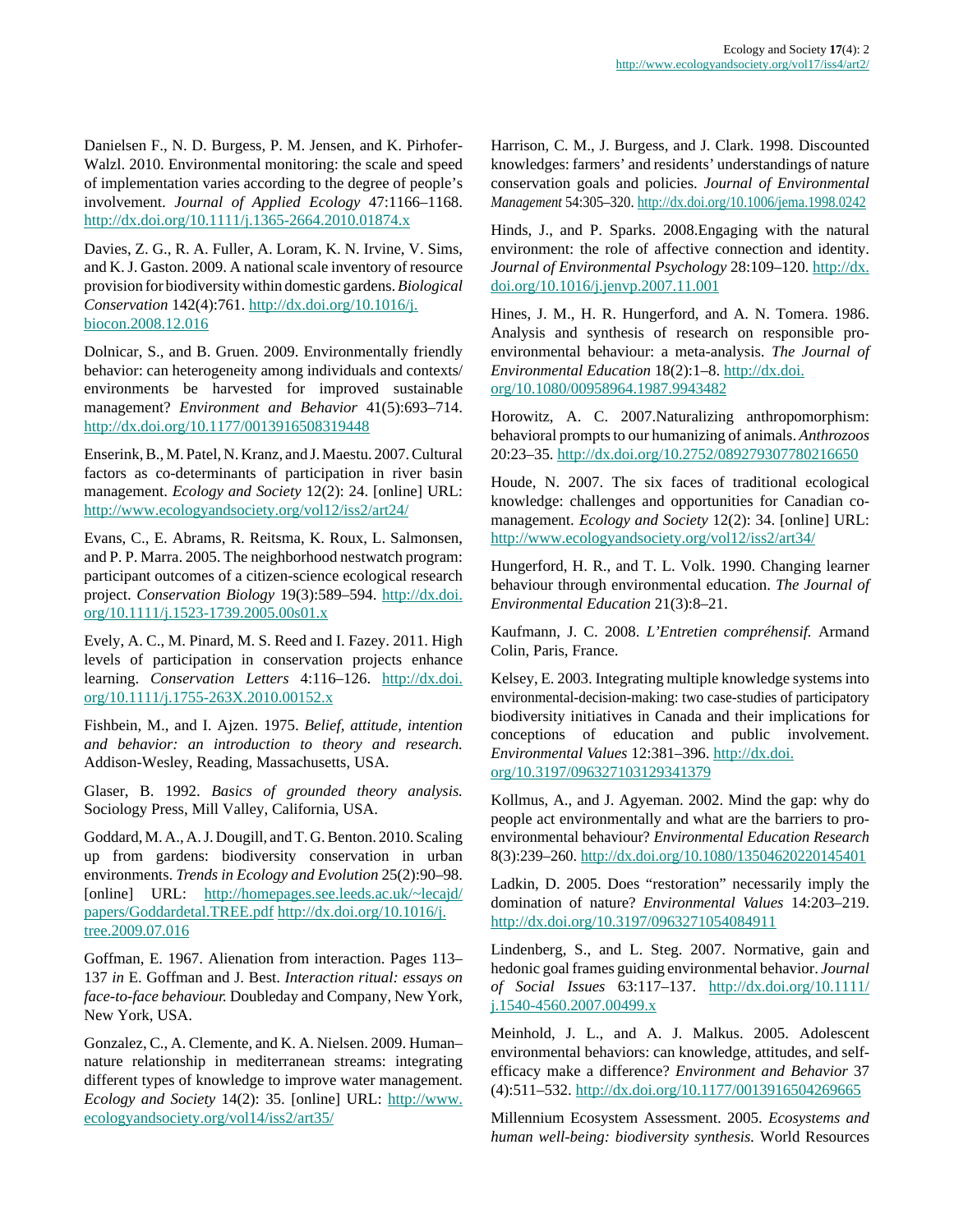Danielsen F., N. D. Burgess, P. M. Jensen, and K. Pirhofer-Walzl. 2010. Environmental monitoring: the scale and speed of implementation varies according to the degree of people's involvement. *Journal of Applied Ecology* 47:1166–1168. http://dx.doi.org/10.1111/j.1365-2664.2010.01874.x

Davies, Z. G., R. A. Fuller, A. Loram, K. N. Irvine, V. Sims, and K. J. Gaston. 2009. A national scale inventory of resource provision for biodiversity within domestic gardens. *Biological Conservation* 142(4):761. http://dx.doi.org/10.1016/j.biocon.2008.12.016

Dolnicar, S., and B. Gruen. 2009. Environmentally friendly behavior: can heterogeneity among individuals and contexts/environments be harvested for improved sustainable management? *Environment and Behavior* 41(5):693–714. http://dx.doi.org/10.1177/0013916508319448

Enserink, B., M. Patel, N. Kranz, and J. Maestu. 2007. Cultural factors as co-determinants of participation in river basin management. *Ecology and Society* 12(2): 24. [online] URL: http://www.ecologyandsociety.org/vol12/iss2/art24/

Evans, C., E. Abrams, R. Reitsma, K. Roux, L. Salmonsen, and P. P. Marra. 2005. The neighborhood nestwatch program: participant outcomes of a citizen-science ecological research project. *Conservation Biology* 19(3):589–594. http://dx.doi.org/10.1111/j.1523-1739.2005.00s01.x

Evely, A. C., M. Pinard, M. S. Reed and I. Fazey. 2011. High levels of participation in conservation projects enhance learning. *Conservation Letters* 4:116–126. http://dx.doi.org/10.1111/j.1755-263X.2010.00152.x

Fishbein, M., and I. Ajzen. 1975. *Belief, attitude, intention and behavior: an introduction to theory and research.* Addison-Wesley, Reading, Massachusetts, USA.

Glaser, B. 1992. *Basics of grounded theory analysis.* Sociology Press, Mill Valley, California, USA.

Goddard, M. A., A. J. Dougill, and T. G. Benton. 2010. Scaling up from gardens: biodiversity conservation in urban environments. *Trends in Ecology and Evolution* 25(2):90–98. [online] URL: http://homepages.see.leeds.ac.uk/~lecajd/papers/Goddardetal.TREE.pdf http://dx.doi.org/10.1016/j.tree.2009.07.016

Goffman, E. 1967. Alienation from interaction. Pages 113–137 *in* E. Goffman and J. Best. *Interaction ritual: essays on face-to-face behaviour.* Doubleday and Company, New York, New York, USA.

Gonzalez, C., A. Clemente, and K. A. Nielsen. 2009. Human–nature relationship in mediterranean streams: integrating different types of knowledge to improve water management. *Ecology and Society* 14(2): 35. [online] URL: http://www.ecologyandsociety.org/vol14/iss2/art35/

Harrison, C. M., J. Burgess, and J. Clark. 1998. Discounted knowledges: farmers' and residents' understandings of nature conservation goals and policies. *Journal of Environmental Management* 54:305–320. http://dx.doi.org/10.1006/jema.1998.0242

Hinds, J., and P. Sparks. 2008.Engaging with the natural environment: the role of affective connection and identity. *Journal of Environmental Psychology* 28:109–120. http://dx.doi.org/10.1016/j.jenvp.2007.11.001

Hines, J. M., H. R. Hungerford, and A. N. Tomera. 1986. Analysis and synthesis of research on responsible pro-environmental behaviour: a meta-analysis. *The Journal of Environmental Education* 18(2):1–8. http://dx.doi.org/10.1080/00958964.1987.9943482

Horowitz, A. C. 2007.Naturalizing anthropomorphism: behavioral prompts to our humanizing of animals. *Anthrozoos* 20:23–35. http://dx.doi.org/10.2752/089279307780216650

Houde, N. 2007. The six faces of traditional ecological knowledge: challenges and opportunities for Canadian co-management. *Ecology and Society* 12(2): 34. [online] URL: http://www.ecologyandsociety.org/vol12/iss2/art34/

Hungerford, H. R., and T. L. Volk. 1990. Changing learner behaviour through environmental education. *The Journal of Environmental Education* 21(3):8–21.

Kaufmann, J. C. 2008. *L'Entretien compréhensif.* Armand Colin, Paris, France.

Kelsey, E. 2003. Integrating multiple knowledge systems into environmental-decision-making: two case-studies of participatory biodiversity initiatives in Canada and their implications for conceptions of education and public involvement. *Environmental Values* 12:381–396. http://dx.doi.org/10.3197/096327103129341379

Kollmus, A., and J. Agyeman. 2002. Mind the gap: why do people act environmentally and what are the barriers to pro-environmental behaviour? *Environmental Education Research* 8(3):239–260. http://dx.doi.org/10.1080/13504620220145401

Ladkin, D. 2005. Does "restoration" necessarily imply the domination of nature? *Environmental Values* 14:203–219. http://dx.doi.org/10.3197/0963271054084911

Lindenberg, S., and L. Steg. 2007. Normative, gain and hedonic goal frames guiding environmental behavior. *Journal of Social Issues* 63:117–137. http://dx.doi.org/10.1111/j.1540-4560.2007.00499.x

Meinhold, J. L., and A. J. Malkus. 2005. Adolescent environmental behaviors: can knowledge, attitudes, and self-efficacy make a difference? *Environment and Behavior* 37(4):511–532. http://dx.doi.org/10.1177/0013916504269665

Millennium Ecosystem Assessment. 2005. *Ecosystems and human well-being: biodiversity synthesis.* World Resources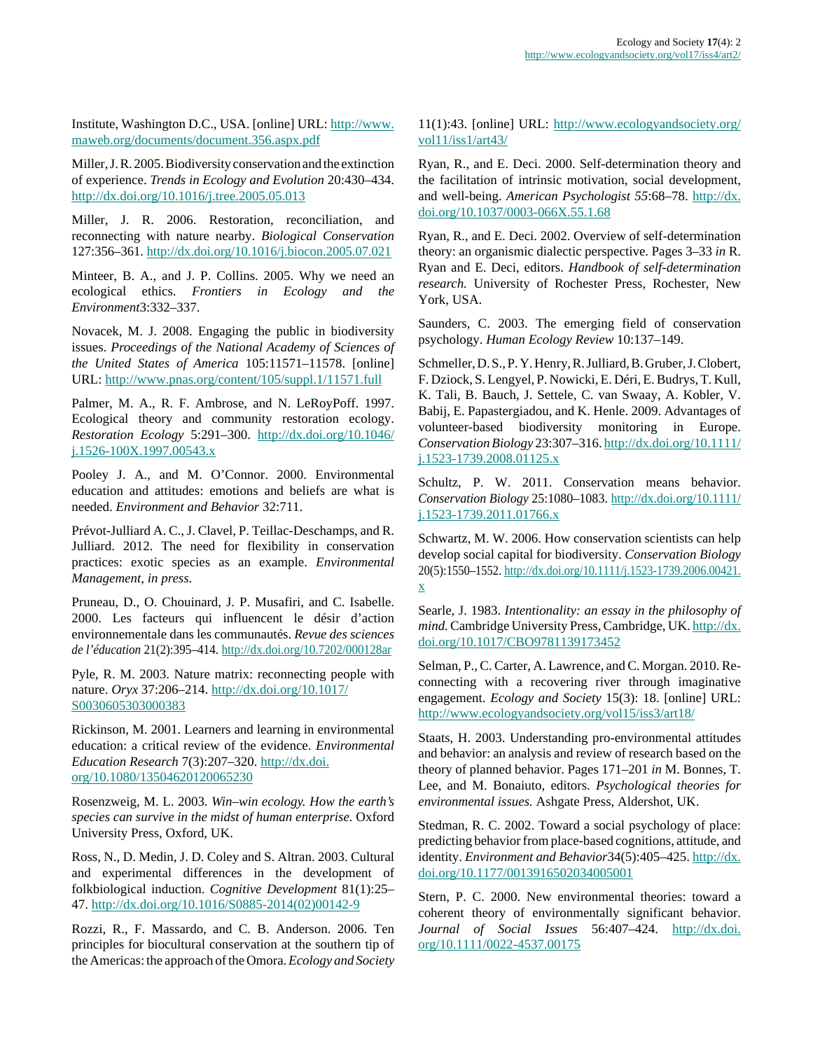Institute, Washington D.C., USA. [online] URL: http://www.maweb.org/documents/document.356.aspx.pdf

Miller, J. R. 2005. Biodiversity conservation and the extinction of experience. *Trends in Ecology and Evolution* 20:430–434. http://dx.doi.org/10.1016/j.tree.2005.05.013

Miller, J. R. 2006. Restoration, reconciliation, and reconnecting with nature nearby. *Biological Conservation* 127:356–361. http://dx.doi.org/10.1016/j.biocon.2005.07.021

Minteer, B. A., and J. P. Collins. 2005. Why we need an ecological ethics. *Frontiers in Ecology and the Environment* 3:332–337.

Novacek, M. J. 2008. Engaging the public in biodiversity issues. *Proceedings of the National Academy of Sciences of the United States of America* 105:11571–11578. [online] URL: http://www.pnas.org/content/105/suppl.1/11571.full

Palmer, M. A., R. F. Ambrose, and N. LeRoyPoff. 1997. Ecological theory and community restoration ecology. *Restoration Ecology* 5:291–300. http://dx.doi.org/10.1046/j.1526-100X.1997.00543.x

Pooley J. A., and M. O'Connor. 2000. Environmental education and attitudes: emotions and beliefs are what is needed. *Environment and Behavior* 32:711.

Prévot-Julliard A. C., J. Clavel, P. Teillac-Deschamps, and R. Julliard. 2012. The need for flexibility in conservation practices: exotic species as an example. *Environmental Management, in press.*

Pruneau, D., O. Chouinard, J. P. Musafiri, and C. Isabelle. 2000. Les facteurs qui influencent le désir d'action environnementale dans les communautés. *Revue des sciences de l'éducation* 21(2):395–414. http://dx.doi.org/10.7202/000128ar

Pyle, R. M. 2003. Nature matrix: reconnecting people with nature. *Oryx* 37:206–214. http://dx.doi.org/10.1017/S0030605303000383

Rickinson, M. 2001. Learners and learning in environmental education: a critical review of the evidence. *Environmental Education Research* 7(3):207–320. http://dx.doi.org/10.1080/13504620120065230

Rosenzweig, M. L. 2003. *Win–win ecology. How the earth's species can survive in the midst of human enterprise.* Oxford University Press, Oxford, UK.

Ross, N., D. Medin, J. D. Coley and S. Altran. 2003. Cultural and experimental differences in the development of folkbiological induction. *Cognitive Development* 81(1):25–47. http://dx.doi.org/10.1016/S0885-2014(02)00142-9

Rozzi, R., F. Massardo, and C. B. Anderson. 2006. Ten principles for biocultural conservation at the southern tip of the Americas: the approach of the Omora. *Ecology and Society* 11(1):43. [online] URL: http://www.ecologyandsociety.org/vol11/iss1/art43/

Ryan, R., and E. Deci. 2000. Self-determination theory and the facilitation of intrinsic motivation, social development, and well-being. *American Psychologist 55*:68–78. http://dx.doi.org/10.1037/0003-066X.55.1.68

Ryan, R., and E. Deci. 2002. Overview of self-determination theory: an organismic dialectic perspective. Pages 3–33 *in* R. Ryan and E. Deci, editors. *Handbook of self-determination research.* University of Rochester Press, Rochester, New York, USA.

Saunders, C. 2003. The emerging field of conservation psychology. *Human Ecology Review* 10:137–149.

Schmeller, D. S., P. Y. Henry, R. Julliard, B. Gruber, J. Clobert, F. Dziock, S. Lengyel, P. Nowicki, E. Déri, E. Budrys, T. Kull, K. Tali, B. Bauch, J. Settele, C. van Swaay, A. Kobler, V. Babij, E. Papastergiadou, and K. Henle. 2009. Advantages of volunteer-based biodiversity monitoring in Europe. *Conservation Biology* 23:307–316. http://dx.doi.org/10.1111/j.1523-1739.2008.01125.x

Schultz, P. W. 2011. Conservation means behavior. *Conservation Biology* 25:1080–1083. http://dx.doi.org/10.1111/j.1523-1739.2011.01766.x

Schwartz, M. W. 2006. How conservation scientists can help develop social capital for biodiversity. *Conservation Biology* 20(5):1550–1552. http://dx.doi.org/10.1111/j.1523-1739.2006.00421.x

Searle, J. 1983. *Intentionality: an essay in the philosophy of mind.* Cambridge University Press, Cambridge, UK. http://dx.doi.org/10.1017/CBO9781139173452

Selman, P., C. Carter, A. Lawrence, and C. Morgan. 2010. Reconnecting with a recovering river through imaginative engagement. *Ecology and Society* 15(3): 18. [online] URL: http://www.ecologyandsociety.org/vol15/iss3/art18/

Staats, H. 2003. Understanding pro-environmental attitudes and behavior: an analysis and review of research based on the theory of planned behavior. Pages 171–201 *in* M. Bonnes, T. Lee, and M. Bonaiuto, editors. *Psychological theories for environmental issues.* Ashgate Press, Aldershot, UK.

Stedman, R. C. 2002. Toward a social psychology of place: predicting behavior from place-based cognitions, attitude, and identity. *Environment and Behavior* 34(5):405–425. http://dx.doi.org/10.1177/0013916502034005001

Stern, P. C. 2000. New environmental theories: toward a coherent theory of environmentally significant behavior. *Journal of Social Issues* 56:407–424. http://dx.doi.org/10.1111/0022-4537.00175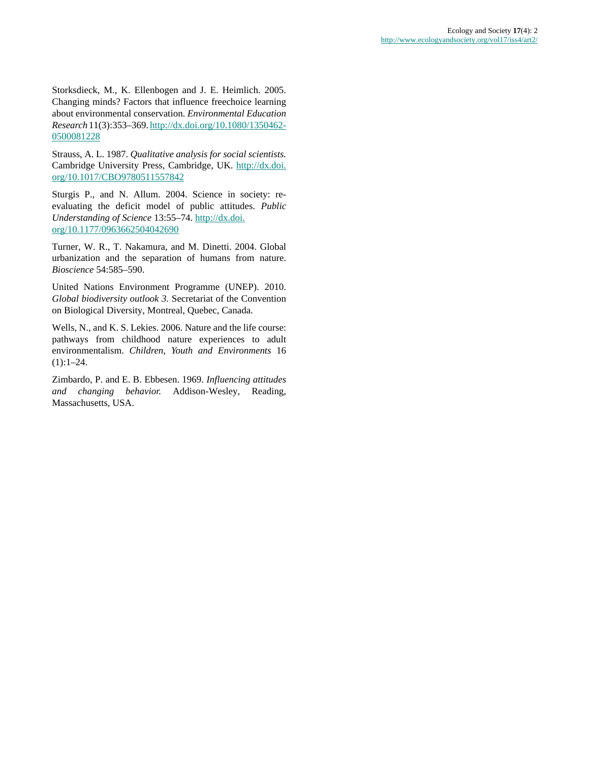Storksdieck, M., K. Ellenbogen and J. E. Heimlich. 2005. Changing minds? Factors that influence freechoice learning about environmental conservation. *Environmental Education Research* 11(3):353–369. http://dx.doi.org/10.1080/1350462-0500081228

Strauss, A. L. 1987. *Qualitative analysis for social scientists.* Cambridge University Press, Cambridge, UK. http://dx.doi.org/10.1017/CBO9780511557842

Sturgis P., and N. Allum. 2004. Science in society: re-evaluating the deficit model of public attitudes. *Public Understanding of Science* 13:55–74. http://dx.doi.org/10.1177/0963662504042690

Turner, W. R., T. Nakamura, and M. Dinetti. 2004. Global urbanization and the separation of humans from nature. *Bioscience* 54:585–590.

United Nations Environment Programme (UNEP). 2010. *Global biodiversity outlook 3.* Secretariat of the Convention on Biological Diversity, Montreal, Quebec, Canada.

Wells, N., and K. S. Lekies. 2006. Nature and the life course: pathways from childhood nature experiences to adult environmentalism. *Children, Youth and Environments* 16 (1):1–24.

Zimbardo, P. and E. B. Ebbesen. 1969. *Influencing attitudes and changing behavior.* Addison-Wesley, Reading, Massachusetts, USA.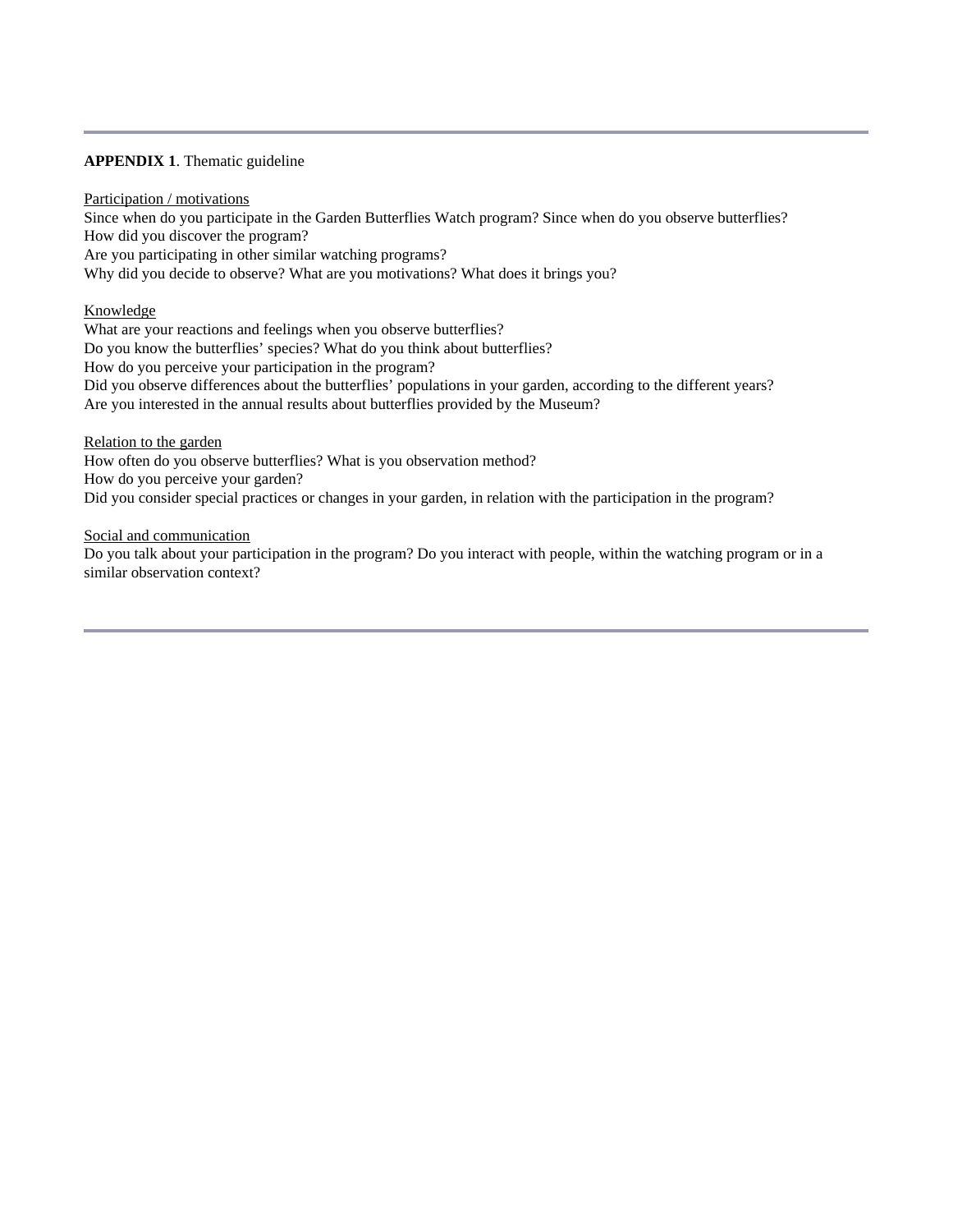**APPENDIX 1**. Thematic guideline

Participation / motivations

Since when do you participate in the Garden Butterflies Watch program? Since when do you observe butterflies?
How did you discover the program?
Are you participating in other similar watching programs?
Why did you decide to observe? What are you motivations? What does it brings you?

Knowledge

What are your reactions and feelings when you observe butterflies?
Do you know the butterflies' species? What do you think about butterflies?
How do you perceive your participation in the program?
Did you observe differences about the butterflies' populations in your garden, according to the different years?
Are you interested in the annual results about butterflies provided by the Museum?

Relation to the garden

How often do you observe butterflies? What is you observation method?
How do you perceive your garden?
Did you consider special practices or changes in your garden, in relation with the participation in the program?

Social and communication

Do you talk about your participation in the program? Do you interact with people, within the watching program or in a similar observation context?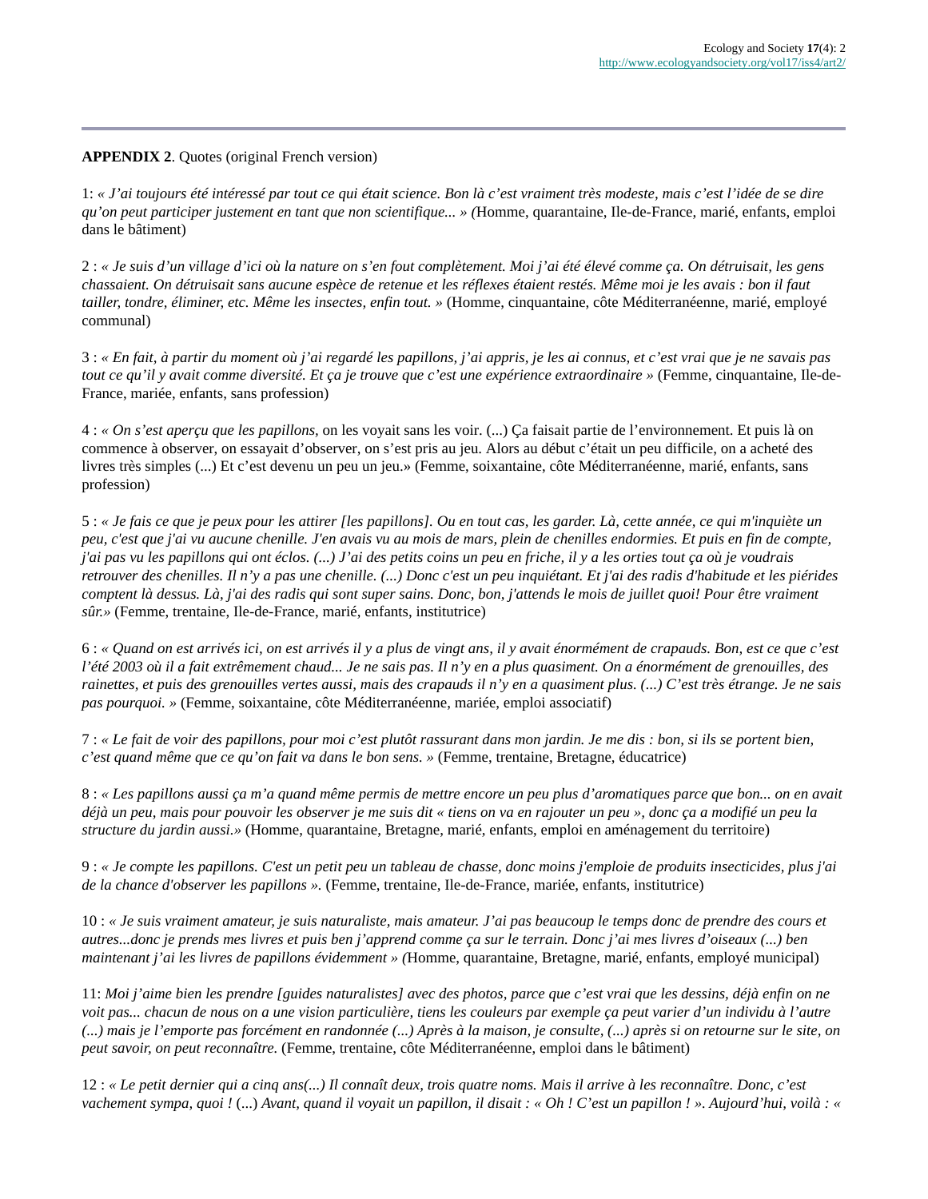**APPENDIX 2**. Quotes (original French version)

1: *« J'ai toujours été intéressé par tout ce qui était science. Bon là c'est vraiment très modeste, mais c'est l'idée de se dire qu'on peut participer justement en tant que non scientifique... » (*Homme, quarantaine, Ile-de-France, marié, enfants, emploi dans le bâtiment)

2 : *« Je suis d'un village d'ici où la nature on s'en fout complètement. Moi j'ai été élevé comme ça. On détruisait, les gens chassaient. On détruisait sans aucune espèce de retenue et les réflexes étaient restés. Même moi je les avais : bon il faut tailler, tondre, éliminer, etc. Même les insectes, enfin tout. »* (Homme, cinquantaine, côte Méditerranéenne, marié, employé communal)

3 : *« En fait, à partir du moment où j'ai regardé les papillons, j'ai appris, je les ai connus, et c'est vrai que je ne savais pas tout ce qu'il y avait comme diversité. Et ça je trouve que c'est une expérience extraordinaire »* (Femme, cinquantaine, Ile-de-France, mariée, enfants, sans profession)

4 : *« On s'est aperçu que les papillons*, on les voyait sans les voir. (...) Ça faisait partie de l'environnement. Et puis là on commence à observer, on essayait d'observer, on s'est pris au jeu. Alors au début c'était un peu difficile, on a acheté des livres très simples (...) Et c'est devenu un peu un jeu.» (Femme, soixantaine, côte Méditerranéenne, marié, enfants, sans profession)

5 : *« Je fais ce que je peux pour les attirer [les papillons]. Ou en tout cas, les garder. Là, cette année, ce qui m'inquiète un peu, c'est que j'ai vu aucune chenille. J'en avais vu au mois de mars, plein de chenilles endormies. Et puis en fin de compte, j'ai pas vu les papillons qui ont éclos. (...) J'ai des petits coins un peu en friche, il y a les orties tout ça où je voudrais retrouver des chenilles. Il n'y a pas une chenille. (...) Donc c'est un peu inquiétant. Et j'ai des radis d'habitude et les piérides comptent là dessus. Là, j'ai des radis qui sont super sains. Donc, bon, j'attends le mois de juillet quoi! Pour être vraiment sûr.»* (Femme, trentaine, Ile-de-France, marié, enfants, institutrice)

6 : *« Quand on est arrivés ici, on est arrivés il y a plus de vingt ans, il y avait énormément de crapauds. Bon, est ce que c'est l'été 2003 où il a fait extrêmement chaud... Je ne sais pas. Il n'y en a plus quasiment. On a énormément de grenouilles, des rainettes, et puis des grenouilles vertes aussi, mais des crapauds il n'y en a quasiment plus. (...) C'est très étrange. Je ne sais pas pourquoi. »* (Femme, soixantaine, côte Méditerranéenne, mariée, emploi associatif)

7 : *« Le fait de voir des papillons, pour moi c'est plutôt rassurant dans mon jardin. Je me dis : bon, si ils se portent bien, c'est quand même que ce qu'on fait va dans le bon sens. »* (Femme, trentaine, Bretagne, éducatrice)

8 : *« Les papillons aussi ça m'a quand même permis de mettre encore un peu plus d'aromatiques parce que bon... on en avait déjà un peu, mais pour pouvoir les observer je me suis dit « tiens on va en rajouter un peu », donc ça a modifié un peu la structure du jardin aussi.»* (Homme, quarantaine, Bretagne, marié, enfants, emploi en aménagement du territoire)

9 : *« Je compte les papillons. C'est un petit peu un tableau de chasse, donc moins j'emploie de produits insecticides, plus j'ai de la chance d'observer les papillons ».* (Femme, trentaine, Ile-de-France, mariée, enfants, institutrice)

10 : *« Je suis vraiment amateur, je suis naturaliste, mais amateur. J'ai pas beaucoup le temps donc de prendre des cours et autres...donc je prends mes livres et puis ben j'apprend comme ça sur le terrain. Donc j'ai mes livres d'oiseaux (...) ben maintenant j'ai les livres de papillons évidemment » (*Homme, quarantaine, Bretagne, marié, enfants, employé municipal)

11: *Moi j'aime bien les prendre [guides naturalistes] avec des photos, parce que c'est vrai que les dessins, déjà enfin on ne voit pas... chacun de nous on a une vision particulière, tiens les couleurs par exemple ça peut varier d'un individu à l'autre (...) mais je l'emporte pas forcément en randonnée (...) Après à la maison, je consulte, (...) après si on retourne sur le site, on peut savoir, on peut reconnaître.* (Femme, trentaine, côte Méditerranéenne, emploi dans le bâtiment)

12 : *« Le petit dernier qui a cinq ans(...) Il connaît deux, trois quatre noms. Mais il arrive à les reconnaître. Donc, c'est vachement sympa, quoi !* (...) *Avant, quand il voyait un papillon, il disait : « Oh ! C'est un papillon ! ». Aujourd'hui, voilà : «*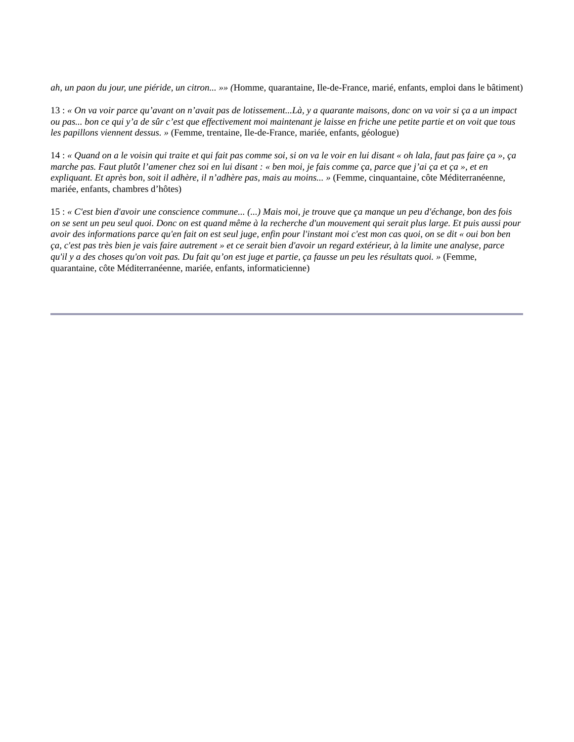*ah, un paon du jour, une piéride, un citron... »» (*Homme, quarantaine, Ile-de-France, marié, enfants, emploi dans le bâtiment)

13 : *« On va voir parce qu'avant on n'avait pas de lotissement...Là, y a quarante maisons, donc on va voir si ça a un impact ou pas... bon ce qui y'a de sûr c'est que effectivement moi maintenant je laisse en friche une petite partie et on voit que tous les papillons viennent dessus. »* (Femme, trentaine, Ile-de-France, mariée, enfants, géologue)

14 : *« Quand on a le voisin qui traite et qui fait pas comme soi, si on va le voir en lui disant « oh lala, faut pas faire ça », ça marche pas. Faut plutôt l'amener chez soi en lui disant : « ben moi, je fais comme ça, parce que j'ai ça et ça », et en expliquant. Et après bon, soit il adhère, il n'adhère pas, mais au moins... »* (Femme, cinquantaine, côte Méditerranéenne, mariée, enfants, chambres d'hôtes)

15 : *« C'est bien d'avoir une conscience commune... (...) Mais moi, je trouve que ça manque un peu d'échange, bon des fois on se sent un peu seul quoi. Donc on est quand même à la recherche d'un mouvement qui serait plus large. Et puis aussi pour avoir des informations parce qu'en fait on est seul juge, enfin pour l'instant moi c'est mon cas quoi, on se dit « oui bon ben ça, c'est pas très bien je vais faire autrement » et ce serait bien d'avoir un regard extérieur, à la limite une analyse, parce qu'il y a des choses qu'on voit pas. Du fait qu'on est juge et partie, ça fausse un peu les résultats quoi. »* (Femme, quarantaine, côte Méditerranéenne, mariée, enfants, informaticienne)